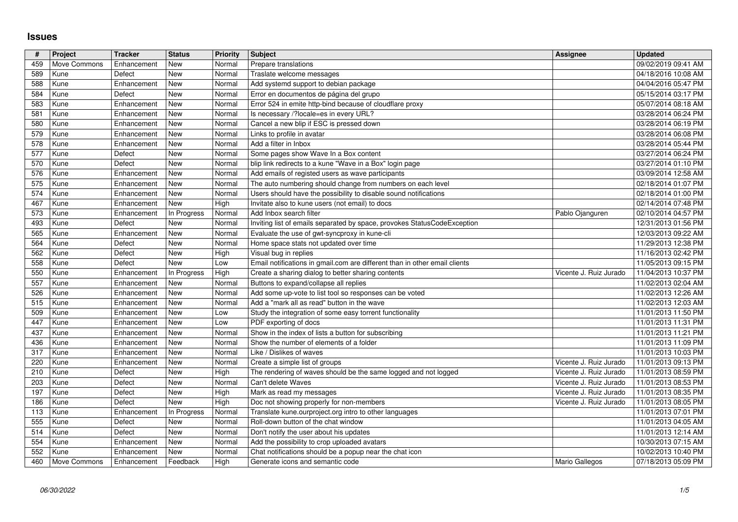# Issues

| # | Project | Tracker | Status | Priority | Subject | Assignee | Updated |
|---|---|---|---|---|---|---|---|
| 459 | Move Commons | Enhancement | New | Normal | Prepare translations | | 09/02/2019 09:41 AM |
| 589 | Kune | Defect | New | Normal | Traslate welcome messages | | 04/18/2016 10:08 AM |
| 588 | Kune | Enhancement | New | Normal | Add systemd support to debian package | | 04/04/2016 05:47 PM |
| 584 | Kune | Defect | New | Normal | Error en documentos de página del grupo | | 05/15/2014 03:17 PM |
| 583 | Kune | Enhancement | New | Normal | Error 524 in emite http-bind because of cloudflare proxy | | 05/07/2014 08:18 AM |
| 581 | Kune | Enhancement | New | Normal | Is necessary /?locale=es in every URL? | | 03/28/2014 06:24 PM |
| 580 | Kune | Enhancement | New | Normal | Cancel a new blip if ESC is pressed down | | 03/28/2014 06:19 PM |
| 579 | Kune | Enhancement | New | Normal | Links to profile in avatar | | 03/28/2014 06:08 PM |
| 578 | Kune | Enhancement | New | Normal | Add a filter in Inbox | | 03/28/2014 05:44 PM |
| 577 | Kune | Defect | New | Normal | Some pages show Wave In a Box content | | 03/27/2014 06:24 PM |
| 570 | Kune | Defect | New | Normal | blip link redirects to a kune "Wave in a Box" login page | | 03/27/2014 01:10 PM |
| 576 | Kune | Enhancement | New | Normal | Add emails of registed users as wave participants | | 03/09/2014 12:58 AM |
| 575 | Kune | Enhancement | New | Normal | The auto numbering should change from numbers on each level | | 02/18/2014 01:07 PM |
| 574 | Kune | Enhancement | New | Normal | Users should have the possibility to disable sound notifications | | 02/18/2014 01:00 PM |
| 467 | Kune | Enhancement | New | High | Invitate also to kune users (not email) to docs | | 02/14/2014 07:48 PM |
| 573 | Kune | Enhancement | In Progress | Normal | Add Inbox search filter | Pablo Ojanguren | 02/10/2014 04:57 PM |
| 493 | Kune | Defect | New | Normal | Inviting list of emails separated by space, provokes StatusCodeException | | 12/31/2013 01:56 PM |
| 565 | Kune | Enhancement | New | Normal | Evaluate the use of gwt-syncproxy in kune-cli | | 12/03/2013 09:22 AM |
| 564 | Kune | Defect | New | Normal | Home space stats not updated over time | | 11/29/2013 12:38 PM |
| 562 | Kune | Defect | New | High | Visual bug in replies | | 11/16/2013 02:42 PM |
| 558 | Kune | Defect | New | Low | Email notifications in gmail.com are different than in other email clients | | 11/05/2013 09:15 PM |
| 550 | Kune | Enhancement | In Progress | High | Create a sharing dialog to better sharing contents | Vicente J. Ruiz Jurado | 11/04/2013 10:37 PM |
| 557 | Kune | Enhancement | New | Normal | Buttons to expand/collapse all replies | | 11/02/2013 02:04 AM |
| 526 | Kune | Enhancement | New | Normal | Add some up-vote to list tool so responses can be voted | | 11/02/2013 12:26 AM |
| 515 | Kune | Enhancement | New | Normal | Add a "mark all as read" button in the wave | | 11/02/2013 12:03 AM |
| 509 | Kune | Enhancement | New | Low | Study the integration of some easy torrent functionality | | 11/01/2013 11:50 PM |
| 447 | Kune | Enhancement | New | Low | PDF exporting of docs | | 11/01/2013 11:31 PM |
| 437 | Kune | Enhancement | New | Normal | Show in the index of lists a button for subscribing | | 11/01/2013 11:21 PM |
| 436 | Kune | Enhancement | New | Normal | Show the number of elements of a folder | | 11/01/2013 11:09 PM |
| 317 | Kune | Enhancement | New | Normal | Like / Dislikes of waves | | 11/01/2013 10:03 PM |
| 220 | Kune | Enhancement | New | Normal | Create a simple list of groups | Vicente J. Ruiz Jurado | 11/01/2013 09:13 PM |
| 210 | Kune | Defect | New | High | The rendering of waves should be the same logged and not logged | Vicente J. Ruiz Jurado | 11/01/2013 08:59 PM |
| 203 | Kune | Defect | New | Normal | Can't delete Waves | Vicente J. Ruiz Jurado | 11/01/2013 08:53 PM |
| 197 | Kune | Defect | New | High | Mark as read my messages | Vicente J. Ruiz Jurado | 11/01/2013 08:35 PM |
| 186 | Kune | Defect | New | High | Doc not showing properly for non-members | Vicente J. Ruiz Jurado | 11/01/2013 08:05 PM |
| 113 | Kune | Enhancement | In Progress | Normal | Translate kune.ourproject.org intro to other languages | | 11/01/2013 07:01 PM |
| 555 | Kune | Defect | New | Normal | Roll-down button of the chat window | | 11/01/2013 04:05 AM |
| 514 | Kune | Defect | New | Normal | Don't notify the user about his updates | | 11/01/2013 12:14 AM |
| 554 | Kune | Enhancement | New | Normal | Add the possibility to crop uploaded avatars | | 10/30/2013 07:15 AM |
| 552 | Kune | Enhancement | New | Normal | Chat notifications should be a popup near the chat icon | | 10/02/2013 10:40 PM |
| 460 | Move Commons | Enhancement | Feedback | High | Generate icons and semantic code | Mario Gallegos | 07/18/2013 05:09 PM |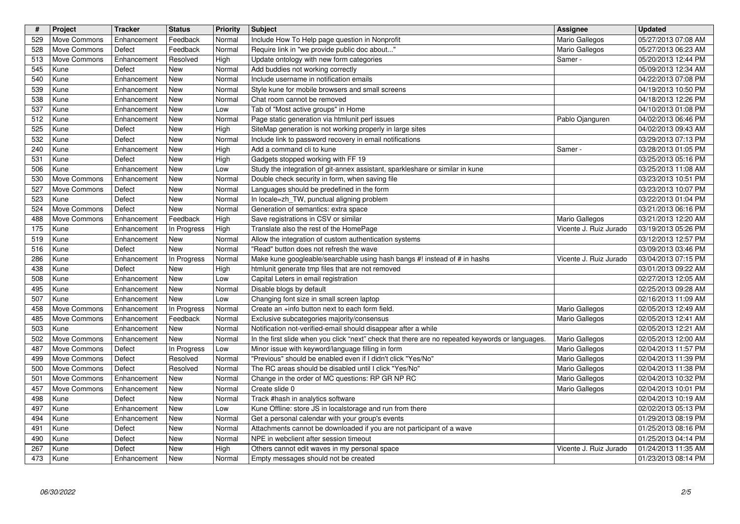| # | Project | Tracker | Status | Priority | Subject | Assignee | Updated |
|---|---|---|---|---|---|---|---|
| 529 | Move Commons | Enhancement | Feedback | Normal | Include How To Help page question in Nonprofit | Mario Gallegos | 05/27/2013 07:08 AM |
| 528 | Move Commons | Defect | Feedback | Normal | Require link in "we provide public doc about..." | Mario Gallegos | 05/27/2013 06:23 AM |
| 513 | Move Commons | Enhancement | Resolved | High | Update ontology with new form categories | Samer - | 05/20/2013 12:44 PM |
| 545 | Kune | Defect | New | Normal | Add buddies not working correctly | | 05/09/2013 12:34 AM |
| 540 | Kune | Enhancement | New | Normal | Include username in notification emails | | 04/22/2013 07:08 PM |
| 539 | Kune | Enhancement | New | Normal | Style kune for mobile browsers and small screens | | 04/19/2013 10:50 PM |
| 538 | Kune | Enhancement | New | Normal | Chat room cannot be removed | | 04/18/2013 12:26 PM |
| 537 | Kune | Enhancement | New | Low | Tab of "Most active groups" in Home | | 04/10/2013 01:08 PM |
| 512 | Kune | Enhancement | New | Normal | Page static generation via htmlunit perf issues | Pablo Ojanguren | 04/02/2013 06:46 PM |
| 525 | Kune | Defect | New | High | SiteMap generation is not working properly in large sites | | 04/02/2013 09:43 AM |
| 532 | Kune | Defect | New | Normal | Include link to password recovery in email notifications | | 03/29/2013 07:13 PM |
| 240 | Kune | Enhancement | New | High | Add a command cli to kune | Samer - | 03/28/2013 01:05 PM |
| 531 | Kune | Defect | New | High | Gadgets stopped working with FF 19 | | 03/25/2013 05:16 PM |
| 506 | Kune | Enhancement | New | Low | Study the integration of git-annex assistant, sparkleshare or similar in kune | | 03/25/2013 11:08 AM |
| 530 | Move Commons | Enhancement | New | Normal | Double check security in form, when saving file | | 03/23/2013 10:51 PM |
| 527 | Move Commons | Defect | New | Normal | Languages should be predefined in the form | | 03/23/2013 10:07 PM |
| 523 | Kune | Defect | New | Normal | In locale=zh_TW, punctual aligning problem | | 03/22/2013 01:04 PM |
| 524 | Move Commons | Defect | New | Normal | Generation of semantics: extra space | | 03/21/2013 06:16 PM |
| 488 | Move Commons | Enhancement | Feedback | High | Save registrations in CSV or similar | Mario Gallegos | 03/21/2013 12:20 AM |
| 175 | Kune | Enhancement | In Progress | High | Translate also the rest of the HomePage | Vicente J. Ruiz Jurado | 03/19/2013 05:26 PM |
| 519 | Kune | Enhancement | New | Normal | Allow the integration of custom authentication systems | | 03/12/2013 12:57 PM |
| 516 | Kune | Defect | New | Normal | "Read" button does not refresh the wave | | 03/09/2013 03:46 PM |
| 286 | Kune | Enhancement | In Progress | Normal | Make kune googleable/searchable using hash bangs #! instead of # in hashs | Vicente J. Ruiz Jurado | 03/04/2013 07:15 PM |
| 438 | Kune | Defect | New | High | htmlunit generate tmp files that are not removed | | 03/01/2013 09:22 AM |
| 508 | Kune | Enhancement | New | Low | Capital Leters in email registration | | 02/27/2013 12:05 AM |
| 495 | Kune | Enhancement | New | Normal | Disable blogs by default | | 02/25/2013 09:28 AM |
| 507 | Kune | Enhancement | New | Low | Changing font size in small screen laptop | | 02/16/2013 11:09 AM |
| 458 | Move Commons | Enhancement | In Progress | Normal | Create an +info button next to each form field. | Mario Gallegos | 02/05/2013 12:49 AM |
| 485 | Move Commons | Enhancement | Feedback | Normal | Exclusive subcategories majority/consensus | Mario Gallegos | 02/05/2013 12:41 AM |
| 503 | Kune | Enhancement | New | Normal | Notification not-verified-email should disappear after a while | | 02/05/2013 12:21 AM |
| 502 | Move Commons | Enhancement | New | Normal | In the first slide when you click "next" check that there are no repeated keywords or languages. | Mario Gallegos | 02/05/2013 12:00 AM |
| 487 | Move Commons | Defect | In Progress | Low | Minor issue with keyword/language filling in form | Mario Gallegos | 02/04/2013 11:57 PM |
| 499 | Move Commons | Defect | Resolved | Normal | "Previous" should be enabled even if I didn't click "Yes/No" | Mario Gallegos | 02/04/2013 11:39 PM |
| 500 | Move Commons | Defect | Resolved | Normal | The RC areas should be disabled until I click "Yes/No" | Mario Gallegos | 02/04/2013 11:38 PM |
| 501 | Move Commons | Enhancement | New | Normal | Change in the order of MC questions: RP GR NP RC | Mario Gallegos | 02/04/2013 10:32 PM |
| 457 | Move Commons | Enhancement | New | Normal | Create slide 0 | Mario Gallegos | 02/04/2013 10:01 PM |
| 498 | Kune | Defect | New | Normal | Track #hash in analytics software | | 02/04/2013 10:19 AM |
| 497 | Kune | Enhancement | New | Low | Kune Offline: store JS in localstorage and run from there | | 02/02/2013 05:13 PM |
| 494 | Kune | Enhancement | New | Normal | Get a personal calendar with your group's events | | 01/29/2013 08:19 PM |
| 491 | Kune | Defect | New | Normal | Attachments cannot be downloaded if you are not participant of a wave | | 01/25/2013 08:16 PM |
| 490 | Kune | Defect | New | Normal | NPE in webclient after session timeout | | 01/25/2013 04:14 PM |
| 267 | Kune | Defect | New | High | Others cannot edit waves in my personal space | Vicente J. Ruiz Jurado | 01/24/2013 11:35 AM |
| 473 | Kune | Enhancement | New | Normal | Empty messages should not be created | | 01/23/2013 08:14 PM |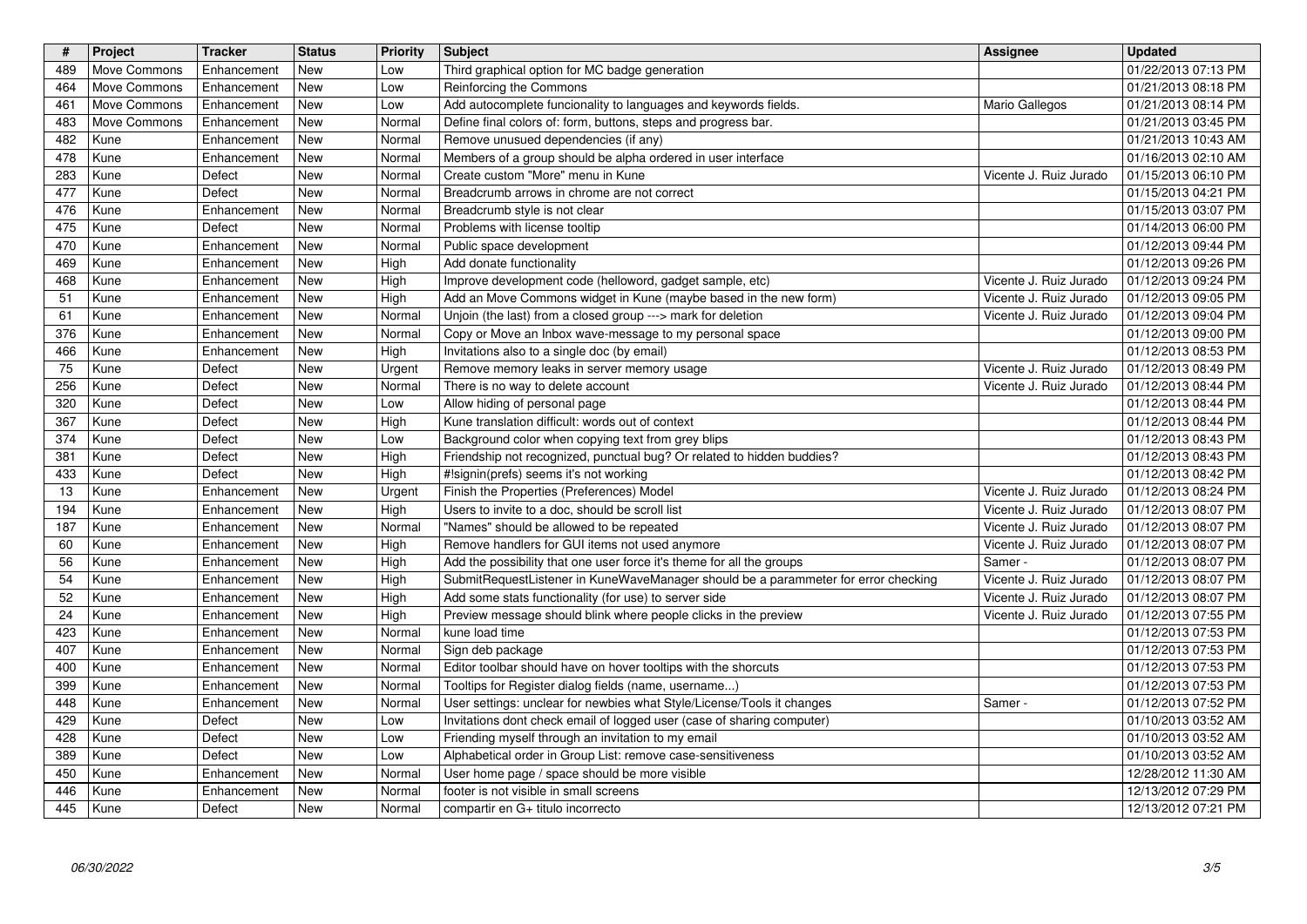| # | Project | Tracker | Status | Priority | Subject | Assignee | Updated |
|---|---|---|---|---|---|---|---|
| 489 | Move Commons | Enhancement | New | Low | Third graphical option for MC badge generation | | 01/22/2013 07:13 PM |
| 464 | Move Commons | Enhancement | New | Low | Reinforcing the Commons | | 01/21/2013 08:18 PM |
| 461 | Move Commons | Enhancement | New | Low | Add autocomplete funcionality to languages and keywords fields. | Mario Gallegos | 01/21/2013 08:14 PM |
| 483 | Move Commons | Enhancement | New | Normal | Define final colors of: form, buttons, steps and progress bar. | | 01/21/2013 03:45 PM |
| 482 | Kune | Enhancement | New | Normal | Remove unusued dependencies (if any) | | 01/21/2013 10:43 AM |
| 478 | Kune | Enhancement | New | Normal | Members of a group should be alpha ordered in user interface | | 01/16/2013 02:10 AM |
| 283 | Kune | Defect | New | Normal | Create custom "More" menu in Kune | Vicente J. Ruiz Jurado | 01/15/2013 06:10 PM |
| 477 | Kune | Defect | New | Normal | Breadcrumb arrows in chrome are not correct | | 01/15/2013 04:21 PM |
| 476 | Kune | Enhancement | New | Normal | Breadcrumb style is not clear | | 01/15/2013 03:07 PM |
| 475 | Kune | Defect | New | Normal | Problems with license tooltip | | 01/14/2013 06:00 PM |
| 470 | Kune | Enhancement | New | Normal | Public space development | | 01/12/2013 09:44 PM |
| 469 | Kune | Enhancement | New | High | Add donate functionality | | 01/12/2013 09:26 PM |
| 468 | Kune | Enhancement | New | High | Improve development code (helloword, gadget sample, etc) | Vicente J. Ruiz Jurado | 01/12/2013 09:24 PM |
| 51 | Kune | Enhancement | New | High | Add an Move Commons widget in Kune (maybe based in the new form) | Vicente J. Ruiz Jurado | 01/12/2013 09:05 PM |
| 61 | Kune | Enhancement | New | Normal | Unjoin (the last) from a closed group ---> mark for deletion | Vicente J. Ruiz Jurado | 01/12/2013 09:04 PM |
| 376 | Kune | Enhancement | New | Normal | Copy or Move an Inbox wave-message to my personal space | | 01/12/2013 09:00 PM |
| 466 | Kune | Enhancement | New | High | Invitations also to a single doc (by email) | | 01/12/2013 08:53 PM |
| 75 | Kune | Defect | New | Urgent | Remove memory leaks in server memory usage | Vicente J. Ruiz Jurado | 01/12/2013 08:49 PM |
| 256 | Kune | Defect | New | Normal | There is no way to delete account | Vicente J. Ruiz Jurado | 01/12/2013 08:44 PM |
| 320 | Kune | Defect | New | Low | Allow hiding of personal page | | 01/12/2013 08:44 PM |
| 367 | Kune | Defect | New | High | Kune translation difficult: words out of context | | 01/12/2013 08:44 PM |
| 374 | Kune | Defect | New | Low | Background color when copying text from grey blips | | 01/12/2013 08:43 PM |
| 381 | Kune | Defect | New | High | Friendship not recognized, punctual bug? Or related to hidden buddies? | | 01/12/2013 08:43 PM |
| 433 | Kune | Defect | New | High | #!signin(prefs) seems it's not working | | 01/12/2013 08:42 PM |
| 13 | Kune | Enhancement | New | Urgent | Finish the Properties (Preferences) Model | Vicente J. Ruiz Jurado | 01/12/2013 08:24 PM |
| 194 | Kune | Enhancement | New | High | Users to invite to a doc, should be scroll list | Vicente J. Ruiz Jurado | 01/12/2013 08:07 PM |
| 187 | Kune | Enhancement | New | Normal | "Names" should be allowed to be repeated | Vicente J. Ruiz Jurado | 01/12/2013 08:07 PM |
| 60 | Kune | Enhancement | New | High | Remove handlers for GUI items not used anymore | Vicente J. Ruiz Jurado | 01/12/2013 08:07 PM |
| 56 | Kune | Enhancement | New | High | Add the possibility that one user force it's theme for all the groups | Samer - | 01/12/2013 08:07 PM |
| 54 | Kune | Enhancement | New | High | SubmitRequestListener in KuneWaveManager should be a parammeter for error checking | Vicente J. Ruiz Jurado | 01/12/2013 08:07 PM |
| 52 | Kune | Enhancement | New | High | Add some stats functionality (for use) to server side | Vicente J. Ruiz Jurado | 01/12/2013 08:07 PM |
| 24 | Kune | Enhancement | New | High | Preview message should blink where people clicks in the preview | Vicente J. Ruiz Jurado | 01/12/2013 07:55 PM |
| 423 | Kune | Enhancement | New | Normal | kune load time | | 01/12/2013 07:53 PM |
| 407 | Kune | Enhancement | New | Normal | Sign deb package | | 01/12/2013 07:53 PM |
| 400 | Kune | Enhancement | New | Normal | Editor toolbar should have on hover tooltips with the shorcuts | | 01/12/2013 07:53 PM |
| 399 | Kune | Enhancement | New | Normal | Tooltips for Register dialog fields (name, username...) | | 01/12/2013 07:53 PM |
| 448 | Kune | Enhancement | New | Normal | User settings: unclear for newbies what Style/License/Tools it changes | Samer - | 01/12/2013 07:52 PM |
| 429 | Kune | Defect | New | Low | Invitations dont check email of logged user (case of sharing computer) | | 01/10/2013 03:52 AM |
| 428 | Kune | Defect | New | Low | Friending myself through an invitation to my email | | 01/10/2013 03:52 AM |
| 389 | Kune | Defect | New | Low | Alphabetical order in Group List: remove case-sensitiveness | | 01/10/2013 03:52 AM |
| 450 | Kune | Enhancement | New | Normal | User home page / space should be more visible | | 12/28/2012 11:30 AM |
| 446 | Kune | Enhancement | New | Normal | footer is not visible in small screens | | 12/13/2012 07:29 PM |
| 445 | Kune | Defect | New | Normal | compartir en G+ titulo incorrecto | | 12/13/2012 07:21 PM |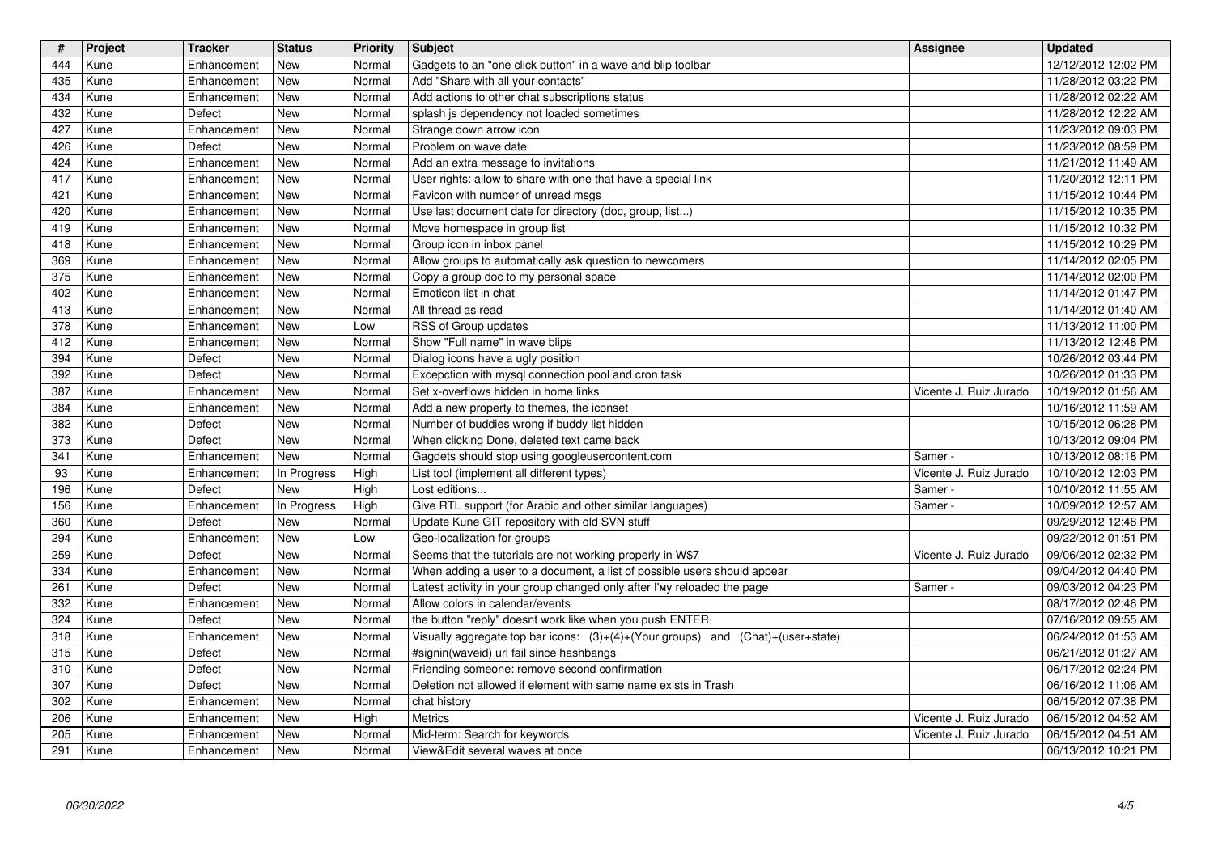| # | Project | Tracker | Status | Priority | Subject | Assignee | Updated |
| --- | --- | --- | --- | --- | --- | --- | --- |
| 444 | Kune | Enhancement | New | Normal | Gadgets to an "one click button" in a wave and blip toolbar | | 12/12/2012 12:02 PM |
| 435 | Kune | Enhancement | New | Normal | Add "Share with all your contacts" | | 11/28/2012 03:22 PM |
| 434 | Kune | Enhancement | New | Normal | Add actions to other chat subscriptions status | | 11/28/2012 02:22 AM |
| 432 | Kune | Defect | New | Normal | splash js dependency not loaded sometimes | | 11/28/2012 12:22 AM |
| 427 | Kune | Enhancement | New | Normal | Strange down arrow icon | | 11/23/2012 09:03 PM |
| 426 | Kune | Defect | New | Normal | Problem on wave date | | 11/23/2012 08:59 PM |
| 424 | Kune | Enhancement | New | Normal | Add an extra message to invitations | | 11/21/2012 11:49 AM |
| 417 | Kune | Enhancement | New | Normal | User rights: allow to share with one that have a special link | | 11/20/2012 12:11 PM |
| 421 | Kune | Enhancement | New | Normal | Favicon with number of unread msgs | | 11/15/2012 10:44 PM |
| 420 | Kune | Enhancement | New | Normal | Use last document date for directory (doc, group, list...) | | 11/15/2012 10:35 PM |
| 419 | Kune | Enhancement | New | Normal | Move homespace in group list | | 11/15/2012 10:32 PM |
| 418 | Kune | Enhancement | New | Normal | Group icon in inbox panel | | 11/15/2012 10:29 PM |
| 369 | Kune | Enhancement | New | Normal | Allow groups to automatically ask question to newcomers | | 11/14/2012 02:05 PM |
| 375 | Kune | Enhancement | New | Normal | Copy a group doc to my personal space | | 11/14/2012 02:00 PM |
| 402 | Kune | Enhancement | New | Normal | Emoticon list in chat | | 11/14/2012 01:47 PM |
| 413 | Kune | Enhancement | New | Normal | All thread as read | | 11/14/2012 01:40 AM |
| 378 | Kune | Enhancement | New | Low | RSS of Group updates | | 11/13/2012 11:00 PM |
| 412 | Kune | Enhancement | New | Normal | Show "Full name" in wave blips | | 11/13/2012 12:48 PM |
| 394 | Kune | Defect | New | Normal | Dialog icons have a ugly position | | 10/26/2012 03:44 PM |
| 392 | Kune | Defect | New | Normal | Excepction with mysql connection pool and cron task | | 10/26/2012 01:33 PM |
| 387 | Kune | Enhancement | New | Normal | Set x-overflows hidden in home links | Vicente J. Ruiz Jurado | 10/19/2012 01:56 AM |
| 384 | Kune | Enhancement | New | Normal | Add a new property to themes, the iconset | | 10/16/2012 11:59 AM |
| 382 | Kune | Defect | New | Normal | Number of buddies wrong if buddy list hidden | | 10/15/2012 06:28 PM |
| 373 | Kune | Defect | New | Normal | When clicking Done, deleted text came back | | 10/13/2012 09:04 PM |
| 341 | Kune | Enhancement | New | Normal | Gagdets should stop using googleusercontent.com | Samer - | 10/13/2012 08:18 PM |
| 93 | Kune | Enhancement | In Progress | High | List tool (implement all different types) | Vicente J. Ruiz Jurado | 10/10/2012 12:03 PM |
| 196 | Kune | Defect | New | High | Lost editions... | Samer - | 10/10/2012 11:55 AM |
| 156 | Kune | Enhancement | In Progress | High | Give RTL support (for Arabic and other similar languages) | Samer - | 10/09/2012 12:57 AM |
| 360 | Kune | Defect | New | Normal | Update Kune GIT repository with old SVN stuff | | 09/29/2012 12:48 PM |
| 294 | Kune | Enhancement | New | Low | Geo-localization for groups | | 09/22/2012 01:51 PM |
| 259 | Kune | Defect | New | Normal | Seems that the tutorials are not working properly in W$7 | Vicente J. Ruiz Jurado | 09/06/2012 02:32 PM |
| 334 | Kune | Enhancement | New | Normal | When adding a user to a document, a list of possible users should appear | | 09/04/2012 04:40 PM |
| 261 | Kune | Defect | New | Normal | Latest activity in your group changed only after I'му reloaded the page | Samer - | 09/03/2012 04:23 PM |
| 332 | Kune | Enhancement | New | Normal | Allow colors in calendar/events | | 08/17/2012 02:46 PM |
| 324 | Kune | Defect | New | Normal | the button "reply" doesnt work like when you push ENTER | | 07/16/2012 09:55 AM |
| 318 | Kune | Enhancement | New | Normal | Visually aggregate top bar icons: (3)+(4)+(Your groups) and (Chat)+(user+state) | | 06/24/2012 01:53 AM |
| 315 | Kune | Defect | New | Normal | #signin(waveid) url fail since hashbangs | | 06/21/2012 01:27 AM |
| 310 | Kune | Defect | New | Normal | Friending someone: remove second confirmation | | 06/17/2012 02:24 PM |
| 307 | Kune | Defect | New | Normal | Deletion not allowed if element with same name exists in Trash | | 06/16/2012 11:06 AM |
| 302 | Kune | Enhancement | New | Normal | chat history | | 06/15/2012 07:38 PM |
| 206 | Kune | Enhancement | New | High | Metrics | Vicente J. Ruiz Jurado | 06/15/2012 04:52 AM |
| 205 | Kune | Enhancement | New | Normal | Mid-term: Search for keywords | Vicente J. Ruiz Jurado | 06/15/2012 04:51 AM |
| 291 | Kune | Enhancement | New | Normal | View&Edit several waves at once | | 06/13/2012 10:21 PM |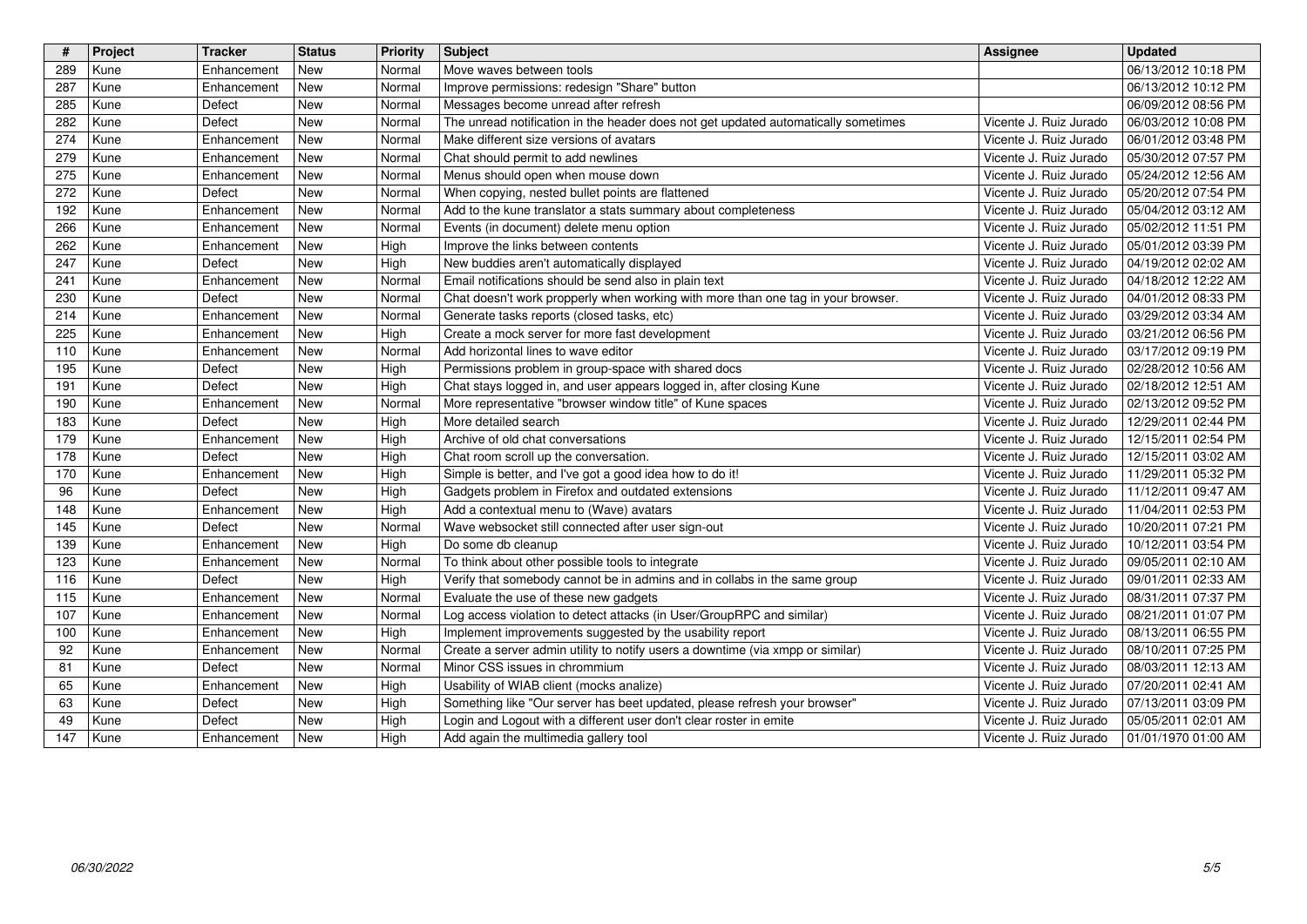| # | Project | Tracker | Status | Priority | Subject | Assignee | Updated |
|---|---|---|---|---|---|---|---|
| 289 | Kune | Enhancement | New | Normal | Move waves between tools | | 06/13/2012 10:18 PM |
| 287 | Kune | Enhancement | New | Normal | Improve permissions: redesign "Share" button | | 06/13/2012 10:12 PM |
| 285 | Kune | Defect | New | Normal | Messages become unread after refresh | | 06/09/2012 08:56 PM |
| 282 | Kune | Defect | New | Normal | The unread notification in the header does not get updated automatically sometimes | Vicente J. Ruiz Jurado | 06/03/2012 10:08 PM |
| 274 | Kune | Enhancement | New | Normal | Make different size versions of avatars | Vicente J. Ruiz Jurado | 06/01/2012 03:48 PM |
| 279 | Kune | Enhancement | New | Normal | Chat should permit to add newlines | Vicente J. Ruiz Jurado | 05/30/2012 07:57 PM |
| 275 | Kune | Enhancement | New | Normal | Menus should open when mouse down | Vicente J. Ruiz Jurado | 05/24/2012 12:56 AM |
| 272 | Kune | Defect | New | Normal | When copying, nested bullet points are flattened | Vicente J. Ruiz Jurado | 05/20/2012 07:54 PM |
| 192 | Kune | Enhancement | New | Normal | Add to the kune translator a stats summary about completeness | Vicente J. Ruiz Jurado | 05/04/2012 03:12 AM |
| 266 | Kune | Enhancement | New | Normal | Events (in document) delete menu option | Vicente J. Ruiz Jurado | 05/02/2012 11:51 PM |
| 262 | Kune | Enhancement | New | High | Improve the links between contents | Vicente J. Ruiz Jurado | 05/01/2012 03:39 PM |
| 247 | Kune | Defect | New | High | New buddies aren't automatically displayed | Vicente J. Ruiz Jurado | 04/19/2012 02:02 AM |
| 241 | Kune | Enhancement | New | Normal | Email notifications should be send also in plain text | Vicente J. Ruiz Jurado | 04/18/2012 12:22 AM |
| 230 | Kune | Defect | New | Normal | Chat doesn't work propperly when working with more than one tag in your browser. | Vicente J. Ruiz Jurado | 04/01/2012 08:33 PM |
| 214 | Kune | Enhancement | New | Normal | Generate tasks reports (closed tasks, etc) | Vicente J. Ruiz Jurado | 03/29/2012 03:34 AM |
| 225 | Kune | Enhancement | New | High | Create a mock server for more fast development | Vicente J. Ruiz Jurado | 03/21/2012 06:56 PM |
| 110 | Kune | Enhancement | New | Normal | Add horizontal lines to wave editor | Vicente J. Ruiz Jurado | 03/17/2012 09:19 PM |
| 195 | Kune | Defect | New | High | Permissions problem in group-space with shared docs | Vicente J. Ruiz Jurado | 02/28/2012 10:56 AM |
| 191 | Kune | Defect | New | High | Chat stays logged in, and user appears logged in, after closing Kune | Vicente J. Ruiz Jurado | 02/18/2012 12:51 AM |
| 190 | Kune | Enhancement | New | Normal | More representative "browser window title" of Kune spaces | Vicente J. Ruiz Jurado | 02/13/2012 09:52 PM |
| 183 | Kune | Defect | New | High | More detailed search | Vicente J. Ruiz Jurado | 12/29/2011 02:44 PM |
| 179 | Kune | Enhancement | New | High | Archive of old chat conversations | Vicente J. Ruiz Jurado | 12/15/2011 02:54 PM |
| 178 | Kune | Defect | New | High | Chat room scroll up the conversation. | Vicente J. Ruiz Jurado | 12/15/2011 03:02 AM |
| 170 | Kune | Enhancement | New | High | Simple is better, and I've got a good idea how to do it! | Vicente J. Ruiz Jurado | 11/29/2011 05:32 PM |
| 96 | Kune | Defect | New | High | Gadgets problem in Firefox and outdated extensions | Vicente J. Ruiz Jurado | 11/12/2011 09:47 AM |
| 148 | Kune | Enhancement | New | High | Add a contextual menu to (Wave) avatars | Vicente J. Ruiz Jurado | 11/04/2011 02:53 PM |
| 145 | Kune | Defect | New | Normal | Wave websocket still connected after user sign-out | Vicente J. Ruiz Jurado | 10/20/2011 07:21 PM |
| 139 | Kune | Enhancement | New | High | Do some db cleanup | Vicente J. Ruiz Jurado | 10/12/2011 03:54 PM |
| 123 | Kune | Enhancement | New | Normal | To think about other possible tools to integrate | Vicente J. Ruiz Jurado | 09/05/2011 02:10 AM |
| 116 | Kune | Defect | New | High | Verify that somebody cannot be in admins and in collabs in the same group | Vicente J. Ruiz Jurado | 09/01/2011 02:33 AM |
| 115 | Kune | Enhancement | New | Normal | Evaluate the use of these new gadgets | Vicente J. Ruiz Jurado | 08/31/2011 07:37 PM |
| 107 | Kune | Enhancement | New | Normal | Log access violation to detect attacks (in User/GroupRPC and similar) | Vicente J. Ruiz Jurado | 08/21/2011 01:07 PM |
| 100 | Kune | Enhancement | New | High | Implement improvements suggested by the usability report | Vicente J. Ruiz Jurado | 08/13/2011 06:55 PM |
| 92 | Kune | Enhancement | New | Normal | Create a server admin utility to notify users a downtime (via xmpp or similar) | Vicente J. Ruiz Jurado | 08/10/2011 07:25 PM |
| 81 | Kune | Defect | New | Normal | Minor CSS issues in chrommium | Vicente J. Ruiz Jurado | 08/03/2011 12:13 AM |
| 65 | Kune | Enhancement | New | High | Usability of WIAB client (mocks analize) | Vicente J. Ruiz Jurado | 07/20/2011 02:41 AM |
| 63 | Kune | Defect | New | High | Something like "Our server has beet updated, please refresh your browser" | Vicente J. Ruiz Jurado | 07/13/2011 03:09 PM |
| 49 | Kune | Defect | New | High | Login and Logout with a different user don't clear roster in emite | Vicente J. Ruiz Jurado | 05/05/2011 02:01 AM |
| 147 | Kune | Enhancement | New | High | Add again the multimedia gallery tool | Vicente J. Ruiz Jurado | 01/01/1970 01:00 AM |